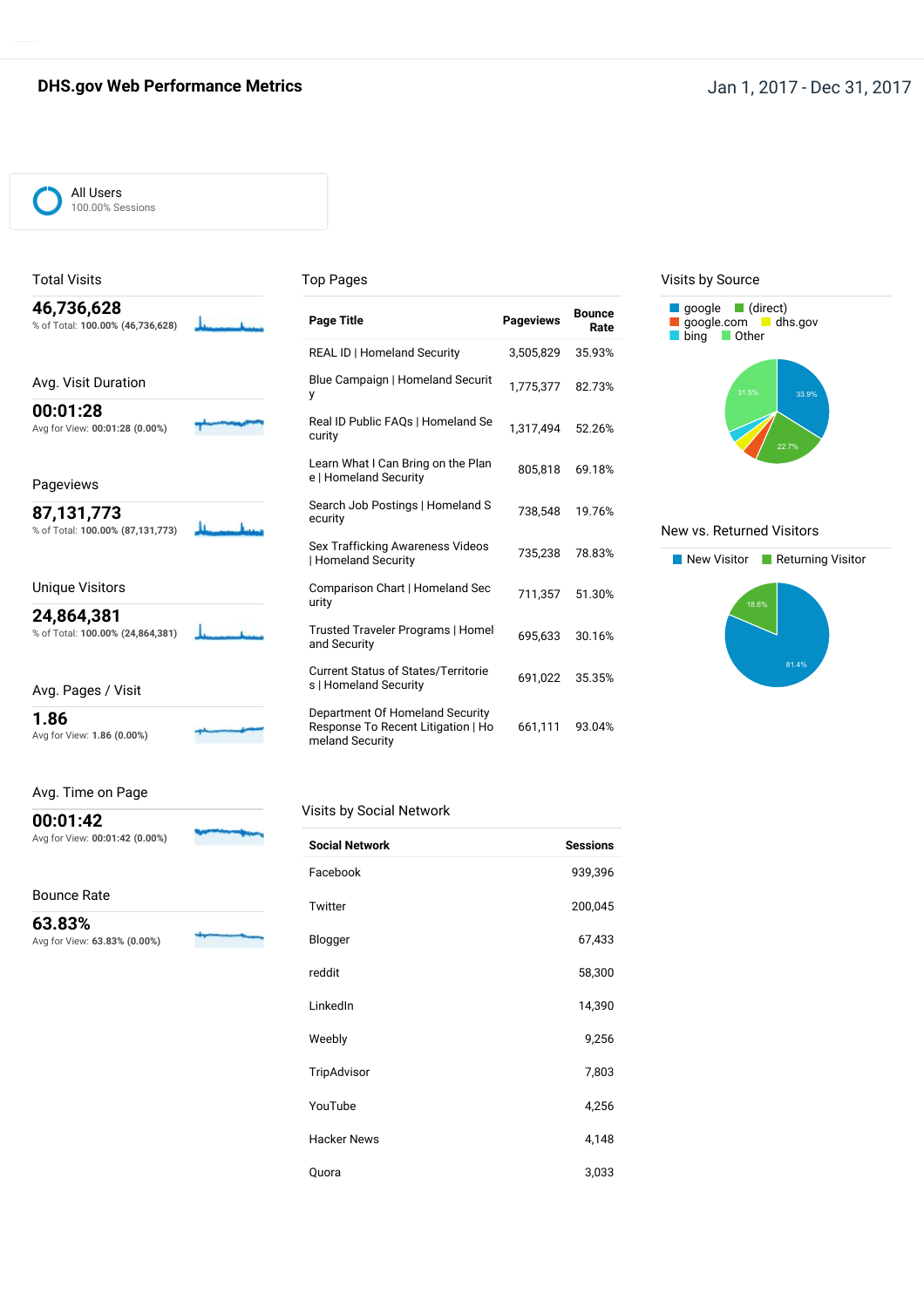# DHS.gov Web Performance Metrics

Jan 1, 2017 - Dec 31, 2017

All Users
100.00% Sessions

## Total Visits

**46,736,628**
% of Total: **100.00% (46,736,628)**

## Avg. Visit Duration

**00:01:28**
Avg for View: **00:01:28 (0.00%)**

## Pageviews

**87,131,773**
% of Total: **100.00% (87,131,773)**

## Unique Visitors

**24,864,381**
% of Total: **100.00% (24,864,381)**

## Avg. Pages / Visit

**1.86**
Avg for View: **1.86 (0.00%)**

## Avg. Time on Page

**00:01:42**
Avg for View: **00:01:42 (0.00%)**

## Bounce Rate

**63.83%**
Avg for View: **63.83% (0.00%)**

## Top Pages

| Page Title | Pageviews | Bounce Rate |
|---|---|---|
| REAL ID \| Homeland Security | 3,505,829 | 35.93% |
| Blue Campaign \| Homeland Security | 1,775,377 | 82.73% |
| Real ID Public FAQs \| Homeland Security | 1,317,494 | 52.26% |
| Learn What I Can Bring on the Plane \| Homeland Security | 805,818 | 69.18% |
| Search Job Postings \| Homeland Security | 738,548 | 19.76% |
| Sex Trafficking Awareness Videos \| Homeland Security | 735,238 | 78.83% |
| Comparison Chart \| Homeland Security | 711,357 | 51.30% |
| Trusted Traveler Programs \| Homeland Security | 695,633 | 30.16% |
| Current Status of States/Territories \| Homeland Security | 691,022 | 35.35% |
| Department Of Homeland Security Response To Recent Litigation \| Homeland Security | 661,111 | 93.04% |

## Visits by Social Network

| Social Network | Sessions |
|---|---|
| Facebook | 939,396 |
| Twitter | 200,045 |
| Blogger | 67,433 |
| reddit | 58,300 |
| LinkedIn | 14,390 |
| Weebly | 9,256 |
| TripAdvisor | 7,803 |
| YouTube | 4,256 |
| Hacker News | 4,148 |
| Quora | 3,033 |

## Visits by Source

google, (direct), google.com, dhs.gov, bing, Other

33.9%, 22.7%, 31.5%

## New vs. Returned Visitors

New Visitor, Returning Visitor

81.4%, 18.6%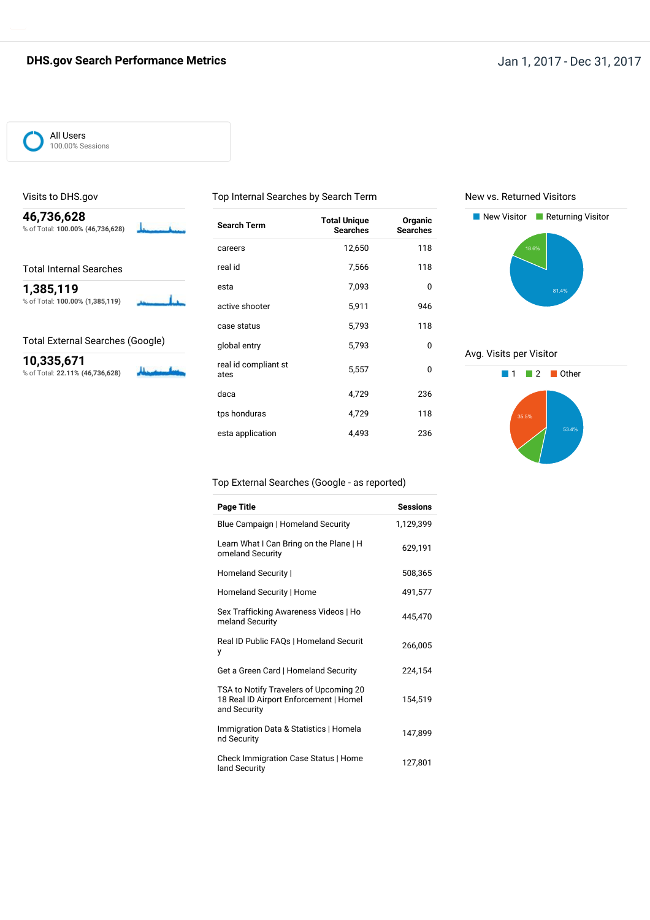# DHS.gov Search Performance Metrics

Jan 1, 2017 - Dec 31, 2017

All Users
100.00% Sessions

## Visits to DHS.gov

**46,736,628**
% of Total: **100.00% (46,736,628)**

## Total Internal Searches

**1,385,119**
% of Total: **100.00% (1,385,119)**

## Total External Searches (Google)

**10,335,671**
% of Total: **22.11% (46,736,628)**

## Top Internal Searches by Search Term

| Search Term | Total Unique Searches | Organic Searches |
|---|---|---|
| careers | 12,650 | 118 |
| real id | 7,566 | 118 |
| esta | 7,093 | 0 |
| active shooter | 5,911 | 946 |
| case status | 5,793 | 118 |
| global entry | 5,793 | 0 |
| real id compliant states | 5,557 | 0 |
| daca | 4,729 | 236 |
| tps honduras | 4,729 | 118 |
| esta application | 4,493 | 236 |

## Top External Searches (Google - as reported)

| Page Title | Sessions |
|---|---|
| Blue Campaign \| Homeland Security | 1,129,399 |
| Learn What I Can Bring on the Plane \| Homeland Security | 629,191 |
| Homeland Security \| | 508,365 |
| Homeland Security \| Home | 491,577 |
| Sex Trafficking Awareness Videos \| Homeland Security | 445,470 |
| Real ID Public FAQs \| Homeland Security | 266,005 |
| Get a Green Card \| Homeland Security | 224,154 |
| TSA to Notify Travelers of Upcoming 2018 Real ID Airport Enforcement \| Homeland Security | 154,519 |
| Immigration Data & Statistics \| Homeland Security | 147,899 |
| Check Immigration Case Status \| Homeland Security | 127,801 |

## New vs. Returned Visitors

New Visitor: 81.4%
Returning Visitor: 18.6%

## Avg. Visits per Visitor

1: 53.4%
2
Other: 35.5%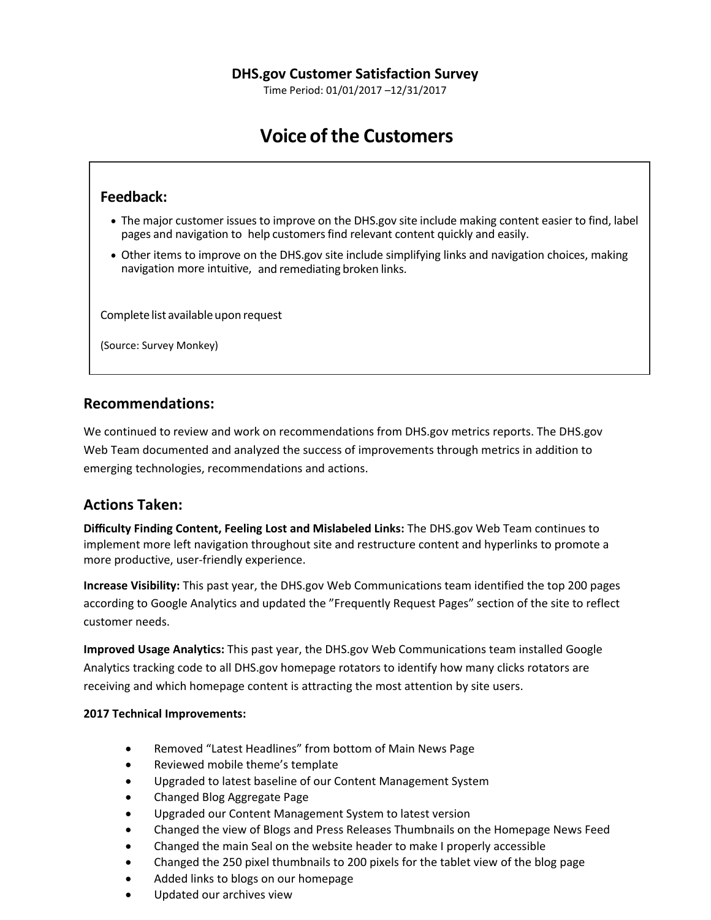**DHS.gov Customer Satisfaction Survey**

Time Period: 01/01/2017 –12/31/2017

# Voice of the Customers

## Feedback:

- The major customer issues to improve on the DHS.gov site include making content easier to find, label pages and navigation to help customers find relevant content quickly and easily.
- Other items to improve on the DHS.gov site include simplifying links and navigation choices, making navigation more intuitive, and remediating broken links.

Complete list available upon request

(Source: Survey Monkey)

## Recommendations:

We continued to review and work on recommendations from DHS.gov metrics reports. The DHS.gov Web Team documented and analyzed the success of improvements through metrics in addition to emerging technologies, recommendations and actions.

## Actions Taken:

**Difficulty Finding Content, Feeling Lost and Mislabeled Links:** The DHS.gov Web Team continues to implement more left navigation throughout site and restructure content and hyperlinks to promote a more productive, user-friendly experience.

**Increase Visibility:** This past year, the DHS.gov Web Communications team identified the top 200 pages according to Google Analytics and updated the "Frequently Request Pages" section of the site to reflect customer needs.

**Improved Usage Analytics:** This past year, the DHS.gov Web Communications team installed Google Analytics tracking code to all DHS.gov homepage rotators to identify how many clicks rotators are receiving and which homepage content is attracting the most attention by site users.

**2017 Technical Improvements:**

- Removed "Latest Headlines" from bottom of Main News Page
- Reviewed mobile theme's template
- Upgraded to latest baseline of our Content Management System
- Changed Blog Aggregate Page
- Upgraded our Content Management System to latest version
- Changed the view of Blogs and Press Releases Thumbnails on the Homepage News Feed
- Changed the main Seal on the website header to make I properly accessible
- Changed the 250 pixel thumbnails to 200 pixels for the tablet view of the blog page
- Added links to blogs on our homepage
- Updated our archives view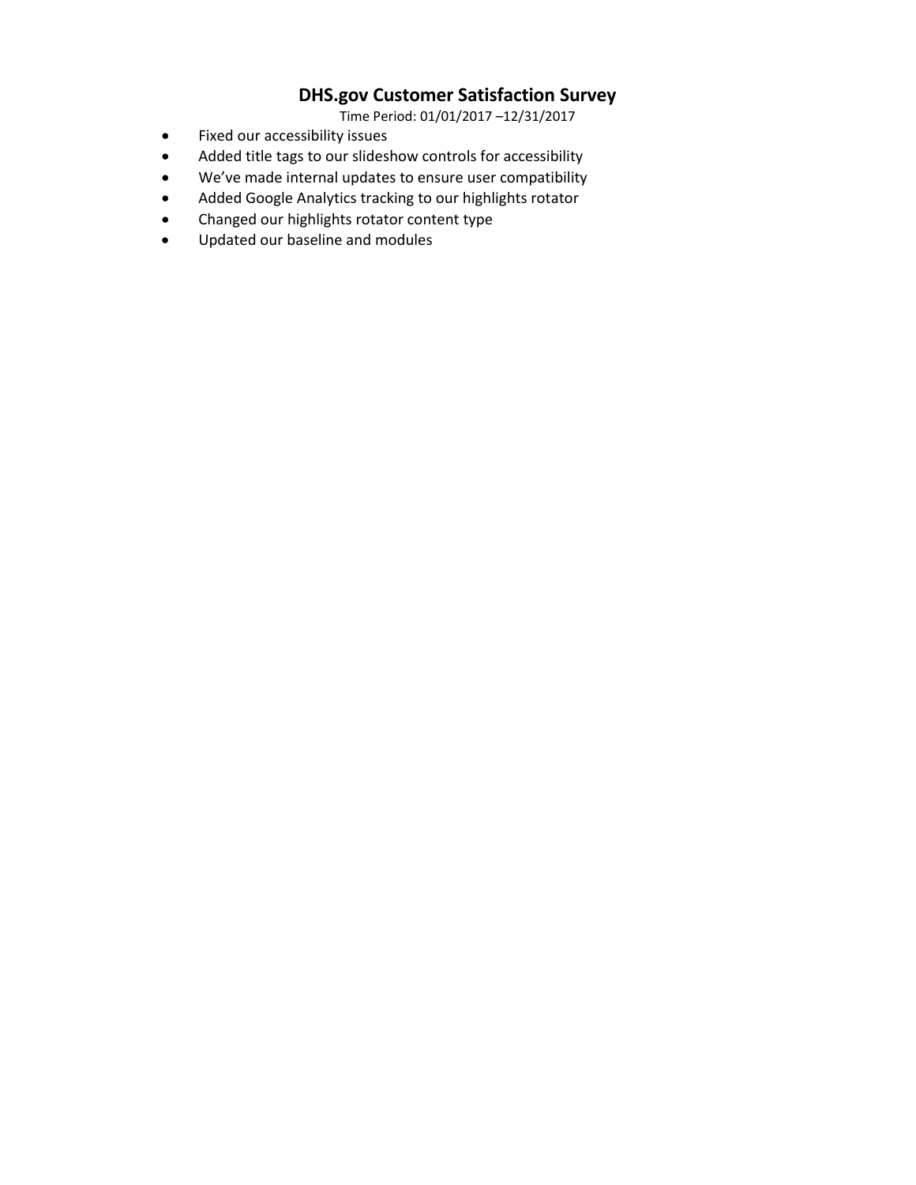# DHS.gov Customer Satisfaction Survey

Time Period: 01/01/2017 –12/31/2017

- Fixed our accessibility issues
- Added title tags to our slideshow controls for accessibility
- We've made internal updates to ensure user compatibility
- Added Google Analytics tracking to our highlights rotator
- Changed our highlights rotator content type
- Updated our baseline and modules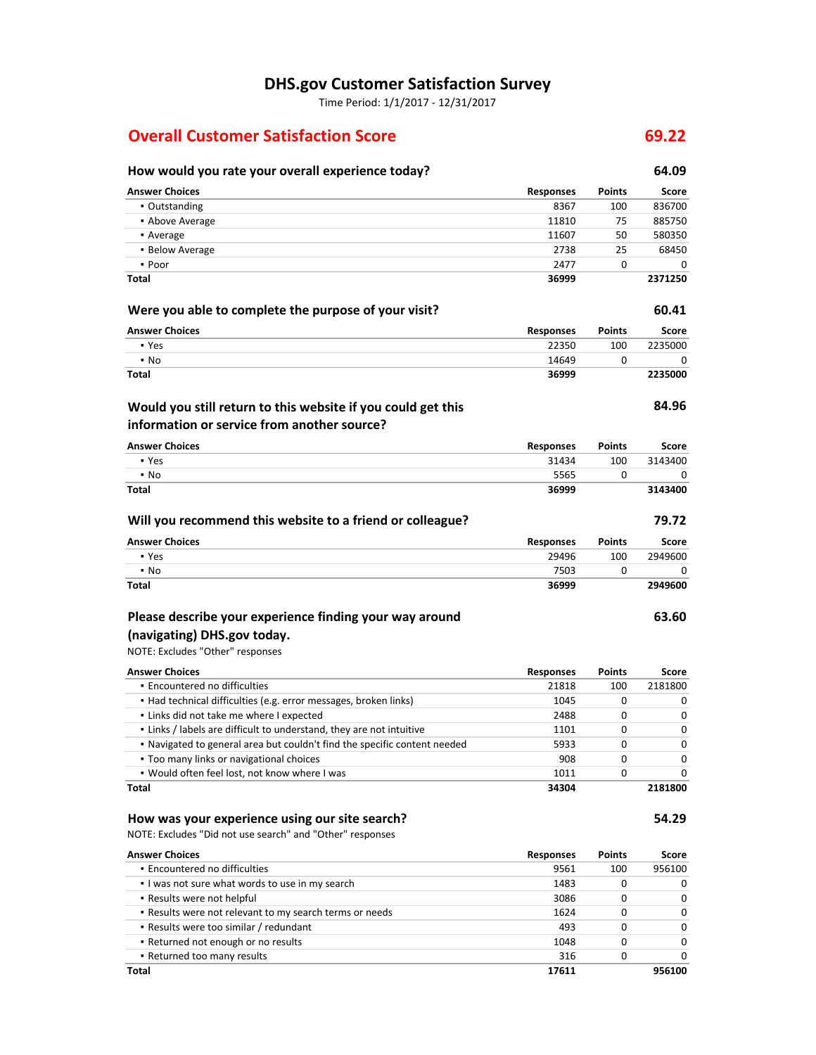# DHS.gov Customer Satisfaction Survey

Time Period: 1/1/2017 - 12/31/2017

## Overall Customer Satisfaction Score — 69.22

### How would you rate your overall experience today? — 64.09

| Answer Choices | Responses | Points | Score |
|---|---|---|---|
| ▪ Outstanding | 8367 | 100 | 836700 |
| ▪ Above Average | 11810 | 75 | 885750 |
| ▪ Average | 11607 | 50 | 580350 |
| ▪ Below Average | 2738 | 25 | 68450 |
| ▪ Poor | 2477 | 0 | 0 |
| **Total** | **36999** | | **2371250** |

### Were you able to complete the purpose of your visit? — 60.41

| Answer Choices | Responses | Points | Score |
|---|---|---|---|
| ▪ Yes | 22350 | 100 | 2235000 |
| ▪ No | 14649 | 0 | 0 |
| **Total** | **36999** | | **2235000** |

### Would you still return to this website if you could get this information or service from another source? — 84.96

| Answer Choices | Responses | Points | Score |
|---|---|---|---|
| ▪ Yes | 31434 | 100 | 3143400 |
| ▪ No | 5565 | 0 | 0 |
| **Total** | **36999** | | **3143400** |

### Will you recommend this website to a friend or colleague? — 79.72

| Answer Choices | Responses | Points | Score |
|---|---|---|---|
| ▪ Yes | 29496 | 100 | 2949600 |
| ▪ No | 7503 | 0 | 0 |
| **Total** | **36999** | | **2949600** |

### Please describe your experience finding your way around (navigating) DHS.gov today. — 63.60

NOTE: Excludes "Other" responses

| Answer Choices | Responses | Points | Score |
|---|---|---|---|
| ▪ Encountered no difficulties | 21818 | 100 | 2181800 |
| ▪ Had technical difficulties (e.g. error messages, broken links) | 1045 | 0 | 0 |
| ▪ Links did not take me where I expected | 2488 | 0 | 0 |
| ▪ Links / labels are difficult to understand, they are not intuitive | 1101 | 0 | 0 |
| ▪ Navigated to general area but couldn't find the specific content needed | 5933 | 0 | 0 |
| ▪ Too many links or navigational choices | 908 | 0 | 0 |
| ▪ Would often feel lost, not know where I was | 1011 | 0 | 0 |
| **Total** | **34304** | | **2181800** |

### How was your experience using our site search? — 54.29

NOTE: Excludes "Did not use search" and "Other" responses

| Answer Choices | Responses | Points | Score |
|---|---|---|---|
| ▪ Encountered no difficulties | 9561 | 100 | 956100 |
| ▪ I was not sure what words to use in my search | 1483 | 0 | 0 |
| ▪ Results were not helpful | 3086 | 0 | 0 |
| ▪ Results were not relevant to my search terms or needs | 1624 | 0 | 0 |
| ▪ Results were too similar / redundant | 493 | 0 | 0 |
| ▪ Returned not enough or no results | 1048 | 0 | 0 |
| ▪ Returned too many results | 316 | 0 | 0 |
| **Total** | **17611** | | **956100** |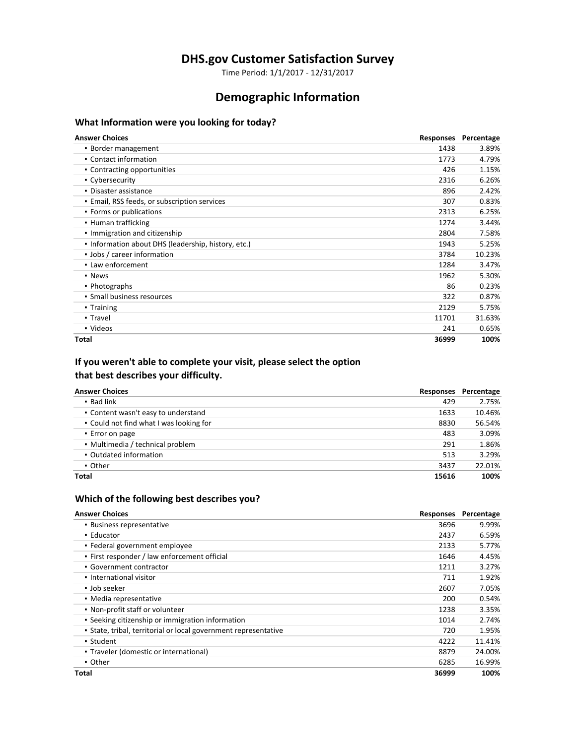# DHS.gov Customer Satisfaction Survey

Time Period: 1/1/2017 - 12/31/2017

## Demographic Information

### What Information were you looking for today?

| Answer Choices | Responses | Percentage |
|---|---|---|
| ▪ Border management | 1438 | 3.89% |
| ▪ Contact information | 1773 | 4.79% |
| ▪ Contracting opportunities | 426 | 1.15% |
| ▪ Cybersecurity | 2316 | 6.26% |
| ▪ Disaster assistance | 896 | 2.42% |
| ▪ Email, RSS feeds, or subscription services | 307 | 0.83% |
| ▪ Forms or publications | 2313 | 6.25% |
| ▪ Human trafficking | 1274 | 3.44% |
| ▪ Immigration and citizenship | 2804 | 7.58% |
| ▪ Information about DHS (leadership, history, etc.) | 1943 | 5.25% |
| ▪ Jobs / career information | 3784 | 10.23% |
| ▪ Law enforcement | 1284 | 3.47% |
| ▪ News | 1962 | 5.30% |
| ▪ Photographs | 86 | 0.23% |
| ▪ Small business resources | 322 | 0.87% |
| ▪ Training | 2129 | 5.75% |
| ▪ Travel | 11701 | 31.63% |
| ▪ Videos | 241 | 0.65% |
| **Total** | **36999** | **100%** |

### If you weren't able to complete your visit, please select the option that best describes your difficulty.

| Answer Choices | Responses | Percentage |
|---|---|---|
| ▪ Bad link | 429 | 2.75% |
| ▪ Content wasn't easy to understand | 1633 | 10.46% |
| ▪ Could not find what I was looking for | 8830 | 56.54% |
| ▪ Error on page | 483 | 3.09% |
| ▪ Multimedia / technical problem | 291 | 1.86% |
| ▪ Outdated information | 513 | 3.29% |
| ▪ Other | 3437 | 22.01% |
| **Total** | **15616** | **100%** |

### Which of the following best describes you?

| Answer Choices | Responses | Percentage |
|---|---|---|
| ▪ Business representative | 3696 | 9.99% |
| ▪ Educator | 2437 | 6.59% |
| ▪ Federal government employee | 2133 | 5.77% |
| ▪ First responder / law enforcement official | 1646 | 4.45% |
| ▪ Government contractor | 1211 | 3.27% |
| ▪ International visitor | 711 | 1.92% |
| ▪ Job seeker | 2607 | 7.05% |
| ▪ Media representative | 200 | 0.54% |
| ▪ Non-profit staff or volunteer | 1238 | 3.35% |
| ▪ Seeking citizenship or immigration information | 1014 | 2.74% |
| ▪ State, tribal, territorial or local government representative | 720 | 1.95% |
| ▪ Student | 4222 | 11.41% |
| ▪ Traveler (domestic or international) | 8879 | 24.00% |
| ▪ Other | 6285 | 16.99% |
| **Total** | **36999** | **100%** |